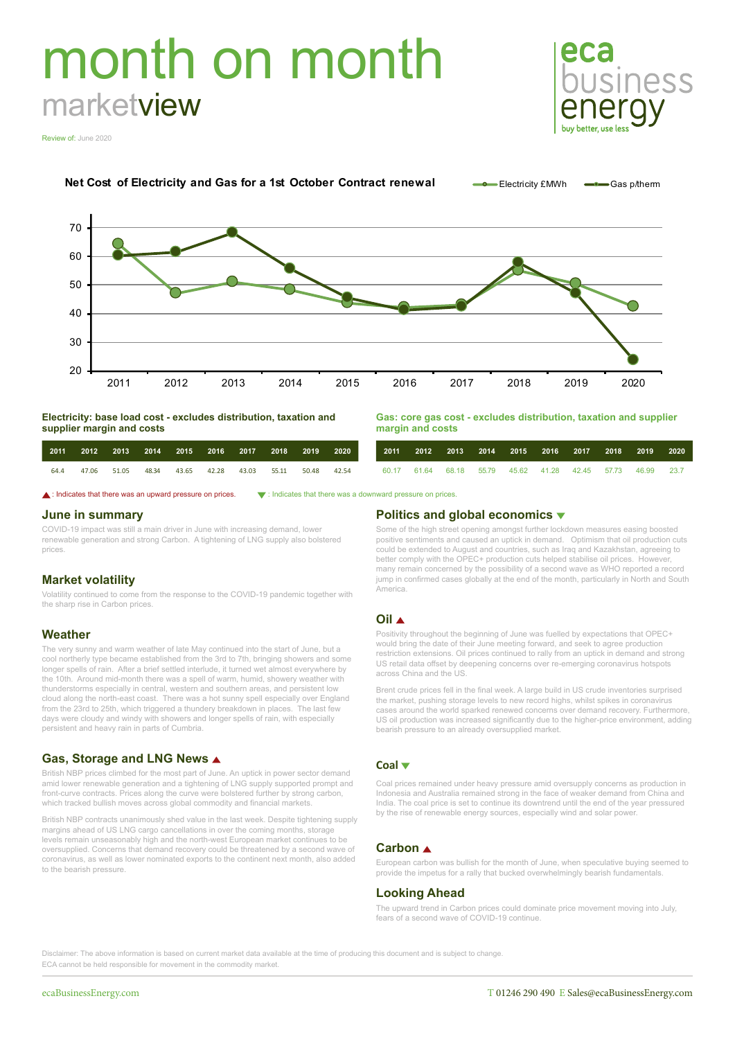# month on month

## marketview

Review of: June 2020

eca business energy — buy better, use less

**Net Cost of Electricity and Gas for a 1st October Contract renewal**

Electricity £MWh — Gas p/therm

### Electricity: base load cost - excludes distribution, taxation and supplier margin and costs

| 2011 | 2012 | 2013 | 2014 | 2015 | 2016 | 2017 | 2018 | 2019 | 2020 |
|---|---|---|---|---|---|---|---|---|---|
| 64.4 | 47.06 | 51.05 | 48.34 | 43.65 | 42.28 | 43.03 | 55.11 | 50.48 | 42.54 |

### Gas: core gas cost - excludes distribution, taxation and supplier margin and costs

| 2011 | 2012 | 2013 | 2014 | 2015 | 2016 | 2017 | 2018 | 2019 | 2020 |
|---|---|---|---|---|---|---|---|---|---|
| 60.17 | 61.64 | 68.18 | 55.79 | 45.62 | 41.28 | 42.45 | 57.73 | 46.99 | 23.7 |

▲: Indicates that there was an upward pressure on prices. ▼: Indicates that there was a downward pressure on prices.

## June in summary

COVID-19 impact was still a main driver in June with increasing demand, lower renewable generation and strong Carbon. A tightening of LNG supply also bolstered prices.

## Market volatility

Volatility continued to come from the response to the COVID-19 pandemic together with the sharp rise in Carbon prices.

## Weather

The very sunny and warm weather of late May continued into the start of June, but a cool northerly type became established from the 3rd to 7th, bringing showers and some longer spells of rain. After a brief settled interlude, it turned wet almost everywhere by the 10th. Around mid-month there was a spell of warm, humid, showery weather with thunderstorms especially in central, western and southern areas, and persistent low cloud along the north-east coast. There was a hot sunny spell especially over England from the 23rd to 25th, which triggered a thundery breakdown in places. The last few days were cloudy and windy with showers and longer spells of rain, with especially persistent and heavy rain in parts of Cumbria.

## Gas, Storage and LNG News ▲

British NBP prices climbed for the most part of June. An uptick in power sector demand amid lower renewable generation and a tightening of LNG supply supported prompt and front-curve contracts. Prices along the curve were bolstered further by strong carbon, which tracked bullish moves across global commodity and financial markets.

British NBP contracts unanimously shed value in the last week. Despite tightening supply margins ahead of US LNG cargo cancellations in over the coming months, storage levels remain unseasonably high and the north-west European market continues to be oversupplied. Concerns that demand recovery could be threatened by a second wave of coronavirus, as well as lower nominated exports to the continent next month, also added to the bearish pressure.

## Politics and global economics ▼

Some of the high street opening amongst further lockdown measures easing boosted positive sentiments and caused an uptick in demand. Optimism that oil production cuts could be extended to August and countries, such as Iraq and Kazakhstan, agreeing to better comply with the OPEC+ production cuts helped stabilise oil prices. However, many remain concerned by the possibility of a second wave as WHO reported a record jump in confirmed cases globally at the end of the month, particularly in North and South America.

## Oil ▲

Positivity throughout the beginning of June was fuelled by expectations that OPEC+ would bring the date of their June meeting forward, and seek to agree production restriction extensions. Oil prices continued to rally from an uptick in demand and strong US retail data offset by deepening concerns over re-emerging coronavirus hotspots across China and the US.

Brent crude prices fell in the final week. A large build in US crude inventories surprised the market, pushing storage levels to new record highs, whilst spikes in coronavirus cases around the world sparked renewed concerns over demand recovery. Furthermore, US oil production was increased significantly due to the higher-price environment, adding bearish pressure to an already oversupplied market.

## Coal ▼

Coal prices remained under heavy pressure amid oversupply concerns as production in Indonesia and Australia remained strong in the face of weaker demand from China and India. The coal price is set to continue its downtrend until the end of the year pressured by the rise of renewable energy sources, especially wind and solar power.

## Carbon ▲

European carbon was bullish for the month of June, when speculative buying seemed to provide the impetus for a rally that bucked overwhelmingly bearish fundamentals.

## Looking Ahead

The upward trend in Carbon prices could dominate price movement moving into July, fears of a second wave of COVID-19 continue.

Disclaimer: The above information is based on current market data available at the time of producing this document and is subject to change. ECA cannot be held responsible for movement in the commodity market.

ecaBusinessEnergy.com — T 01246 290 490 E Sales@ecaBusinessEnergy.com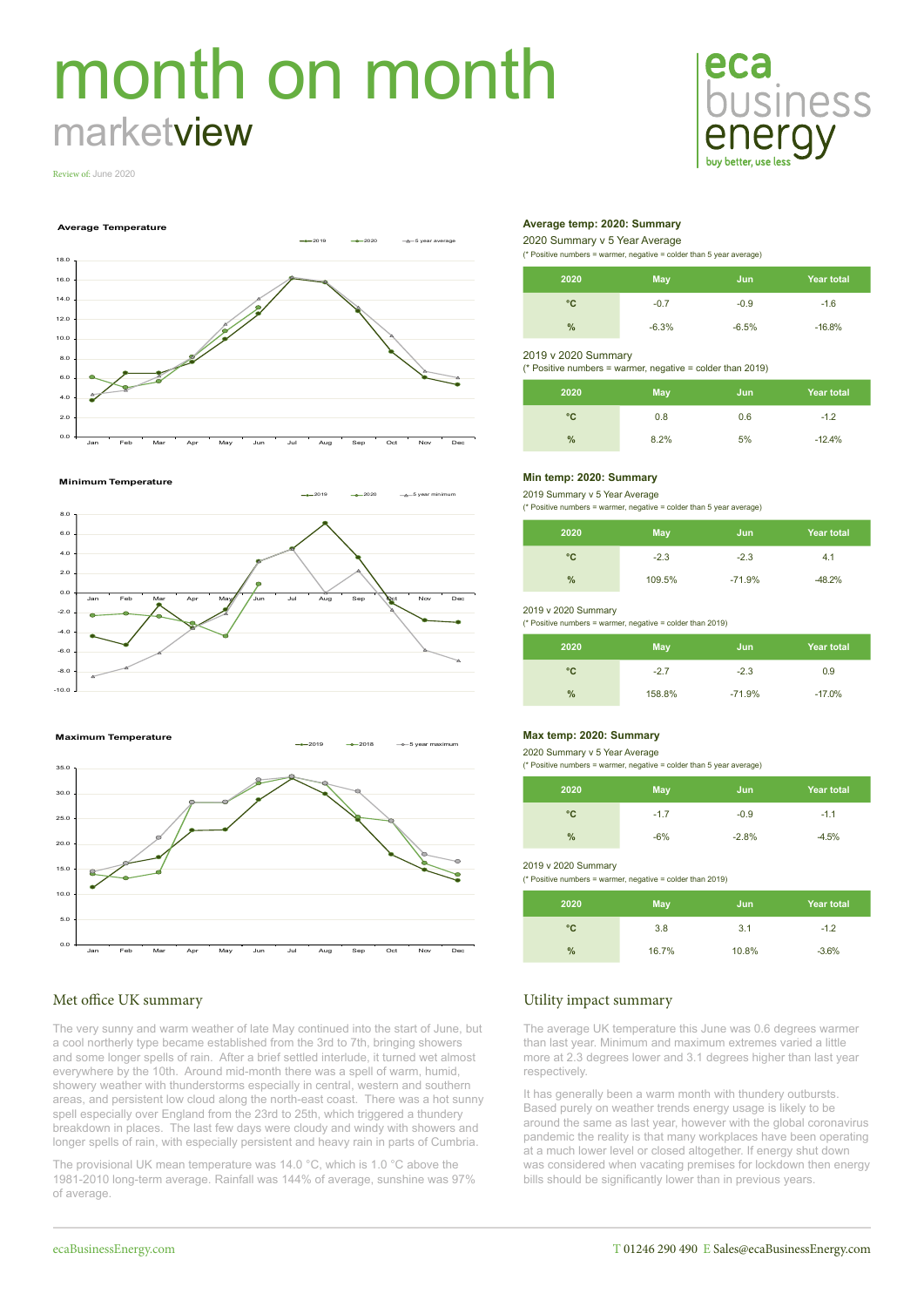# month on month

## marketview

Review of: June 2020

eca business energy
buy better, use less

### Average Temperature

2019 · 2020 · 5 year average

18.0
16.0
14.0
12.0
10.0
8.0
6.0
4.0
2.0
0.0

Jan Feb Mar Apr May Jun Jul Aug Sep Oct Nov Dec

### Minimum Temperature

2019 · 2020 · 5 year minimum

8.0
6.0
4.0
2.0
0.0
-2.0
-4.0
-6.0
-8.0
-10.0

Jan Feb Mar Apr May Jun Jul Aug Sep Oct Nov Dec

### Maximum Temperature

2019 · 2018 · 5 year maximum

35.0
30.0
25.0
20.0
15.0
10.0
5.0
0.0

Jan Feb Mar Apr May Jun Jul Aug Sep Oct Nov Dec

### Average temp: 2020: Summary

2020 Summary v 5 Year Average
(* Positive numbers = warmer, negative = colder than 5 year average)

| 2020 | May | Jun | Year total |
|---|---|---|---|
| °C | -0.7 | -0.9 | -1.6 |
| % | -6.3% | -6.5% | -16.8% |

2019 v 2020 Summary
(* Positive numbers = warmer, negative = colder than 2019)

| 2020 | May | Jun | Year total |
|---|---|---|---|
| °C | 0.8 | 0.6 | -1.2 |
| % | 8.2% | 5% | -12.4% |

### Min temp: 2020: Summary

2019 Summary v 5 Year Average
(* Positive numbers = warmer, negative = colder than 5 year average)

| 2020 | May | Jun | Year total |
|---|---|---|---|
| °C | -2.3 | -2.3 | 4.1 |
| % | 109.5% | -71.9% | -48.2% |

2019 v 2020 Summary
(* Positive numbers = warmer, negative = colder than 2019)

| 2020 | May | Jun | Year total |
|---|---|---|---|
| °C | -2.7 | -2.3 | 0.9 |
| % | 158.8% | -71.9% | -17.0% |

### Max temp: 2020: Summary

2020 Summary v 5 Year Average
(* Positive numbers = warmer, negative = colder than 5 year average)

| 2020 | May | Jun | Year total |
|---|---|---|---|
| °C | -1.7 | -0.9 | -1.1 |
| % | -6% | -2.8% | -4.5% |

2019 v 2020 Summary
(* Positive numbers = warmer, negative = colder than 2019)

| 2020 | May | Jun | Year total |
|---|---|---|---|
| °C | 3.8 | 3.1 | -1.2 |
| % | 16.7% | 10.8% | -3.6% |

## Met office UK summary

The very sunny and warm weather of late May continued into the start of June, but a cool northerly type became established from the 3rd to 7th, bringing showers and some longer spells of rain. After a brief settled interlude, it turned wet almost everywhere by the 10th. Around mid-month there was a spell of warm, humid, showery weather with thunderstorms especially in central, western and southern areas, and persistent low cloud along the north-east coast. There was a hot sunny spell especially over England from the 23rd to 25th, which triggered a thundery breakdown in places. The last few days were cloudy and windy with showers and longer spells of rain, with especially persistent and heavy rain in parts of Cumbria.

The provisional UK mean temperature was 14.0 °C, which is 1.0 °C above the 1981-2010 long-term average. Rainfall was 144% of average, sunshine was 97% of average.

## Utility impact summary

The average UK temperature this June was 0.6 degrees warmer than last year. Minimum and maximum extremes varied a little more at 2.3 degrees lower and 3.1 degrees higher than last year respectively.

It has generally been a warm month with thundery outbursts. Based purely on weather trends energy usage is likely to be around the same as last year, however with the global coronavirus pandemic the reality is that many workplaces have been operating at a much lower level or closed altogether. If energy shut down was considered when vacating premises for lockdown then energy bills should be significantly lower than in previous years.

ecaBusinessEnergy.com

T 01246 290 490 E Sales@ecaBusinessEnergy.com